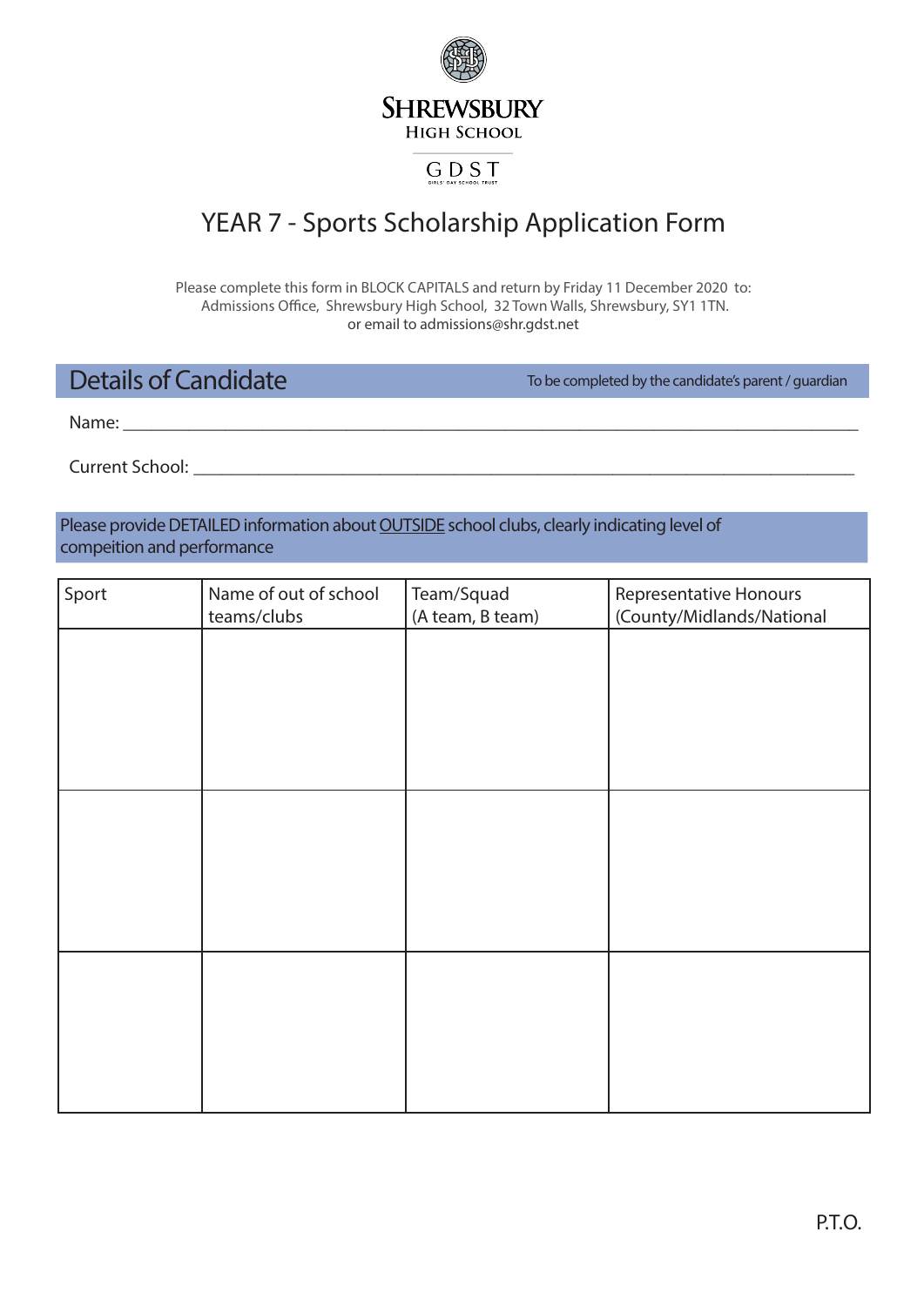**SHREWSBURY**
HIGH SCHOOL

GDST

# YEAR 7 - Sports Scholarship Application Form

Please complete this form in BLOCK CAPITALS and return by Friday 11 December 2020 to:
Admissions Office, Shrewsbury High School, 32 Town Walls, Shrewsbury, SY1 1TN.
or email to admissions@shr.gdst.net

## Details of Candidate

To be completed by the candidate's parent / guardian

Name: ______________________________________________________________________________

Current School: ________________________________________________________________________

Please provide DETAILED information about <u>OUTSIDE</u> school clubs, clearly indicating level of compeition and performance

| Sport | Name of out of school teams/clubs | Team/Squad (A team, B team) | Representative Honours (County/Midlands/National |
|---|---|---|---|
| | | | |
| | | | |
| | | | |

P.T.O.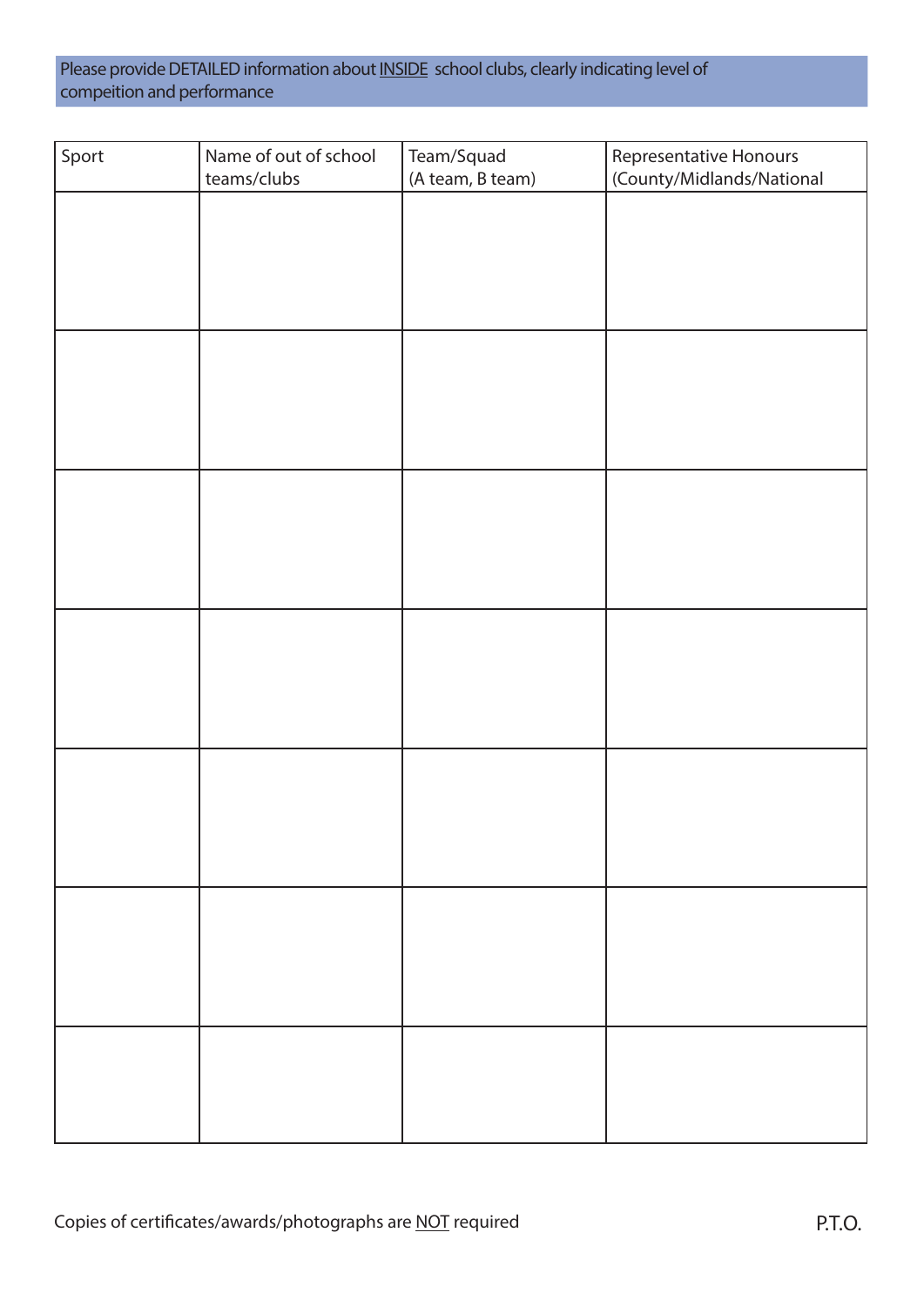Please provide DETAILED information about INSIDE school clubs, clearly indicating level of compeition and performance

| Sport | Name of out of school teams/clubs | Team/Squad (A team, B team) | Representative Honours (County/Midlands/National |
|---|---|---|---|
| | | | |
| | | | |
| | | | |
| | | | |
| | | | |
| | | | |
| | | | |

Copies of certificates/awards/photographs are NOT required

P.T.O.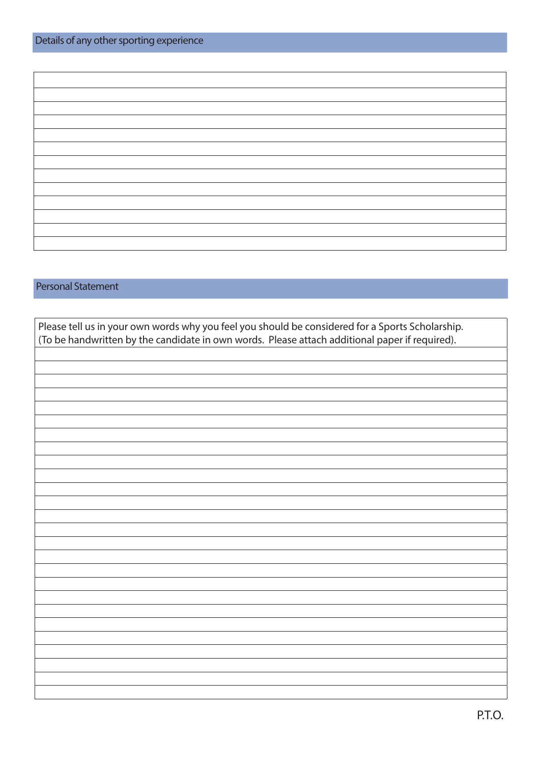## Details of any other sporting experience

## Personal Statement

Please tell us in your own words why you feel you should be considered for a Sports Scholarship.
(To be handwritten by the candidate in own words. Please attach additional paper if required).

P.T.O.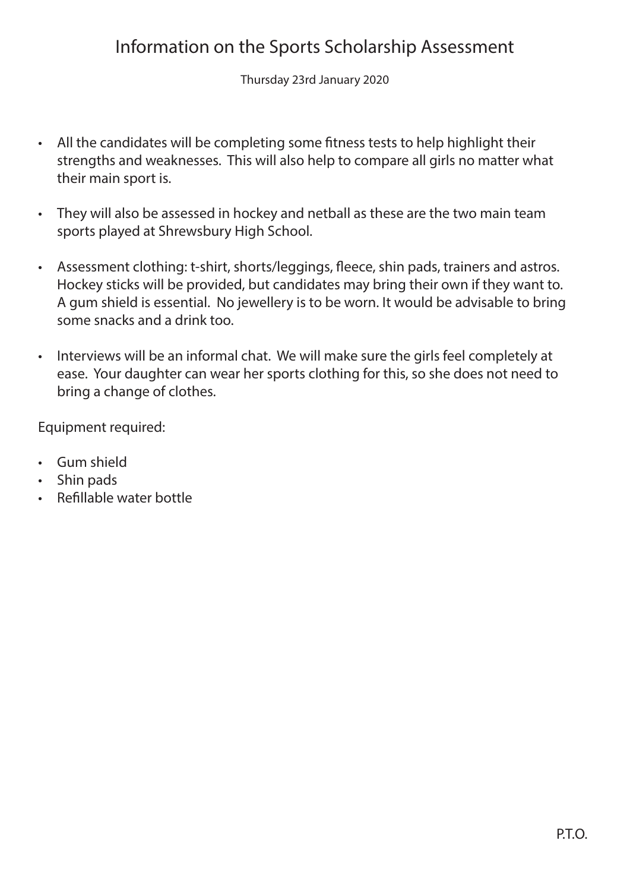# Information on the Sports Scholarship Assessment

Thursday 23rd January 2020

- All the candidates will be completing some fitness tests to help highlight their strengths and weaknesses. This will also help to compare all girls no matter what their main sport is.
- They will also be assessed in hockey and netball as these are the two main team sports played at Shrewsbury High School.
- Assessment clothing: t-shirt, shorts/leggings, fleece, shin pads, trainers and astros. Hockey sticks will be provided, but candidates may bring their own if they want to. A gum shield is essential. No jewellery is to be worn. It would be advisable to bring some snacks and a drink too.
- Interviews will be an informal chat. We will make sure the girls feel completely at ease. Your daughter can wear her sports clothing for this, so she does not need to bring a change of clothes.

Equipment required:

- Gum shield
- Shin pads
- Refillable water bottle

P.T.O.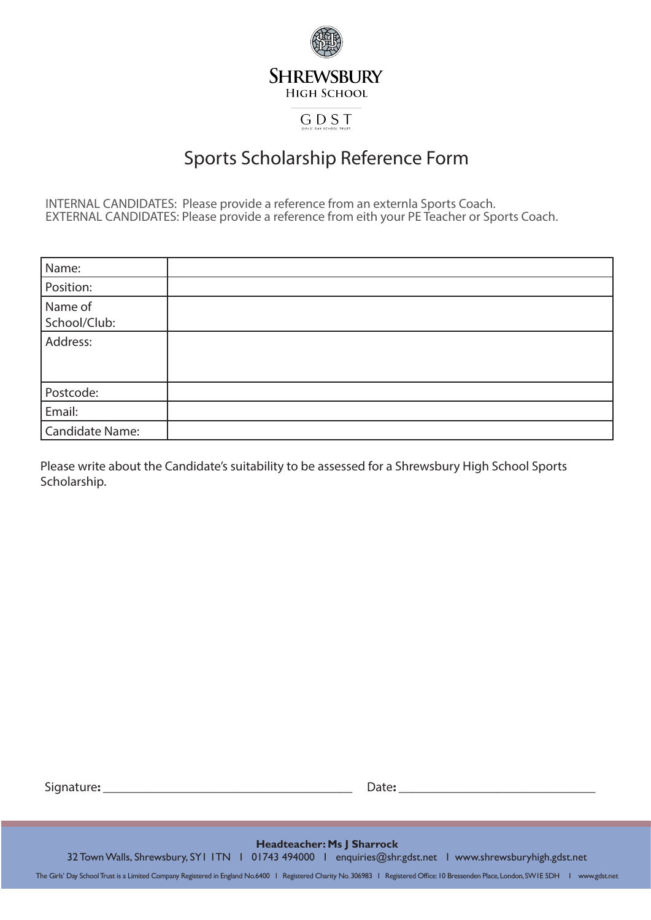SHREWSBURY
HIGH SCHOOL

GDST

# Sports Scholarship Reference Form

INTERNAL CANDIDATES: Please provide a reference from an externla Sports Coach.
EXTERNAL CANDIDATES: Please provide a reference from eith your PE Teacher or Sports Coach.

| | |
|---|---|
| Name: | |
| Position: | |
| Name of School/Club: | |
| Address: | |
| Postcode: | |
| Email: | |
| Candidate Name: | |

Please write about the Candidate's suitability to be assessed for a Shrewsbury High School Sports Scholarship.

Signature: ______________________________ Date: ______________________________

**Headteacher: Ms J Sharrock**
32 Town Walls, Shrewsbury, SY1 1TN | 01743 494000 | enquiries@shr.gdst.net | www.shrewsburyhigh.gdst.net

The Girls' Day School Trust is a Limited Company Registered in England No.6400 | Registered Charity No. 306983 | Registered Office: 10 Bressenden Place, London, SW1E 5DH | www.gdst.net